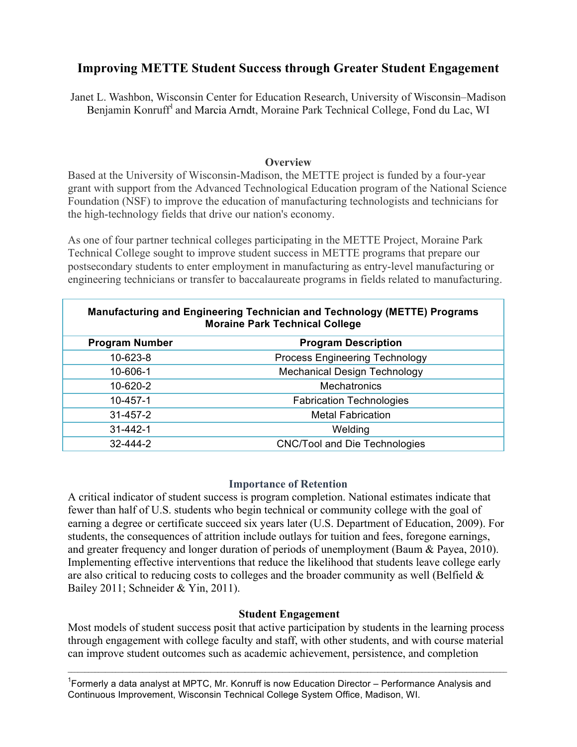# Improving METTE Student Success through Greater Student Engagement

Janet L. Washbon, Wisconsin Center for Education Research, University of Wisconsin–Madison
Benjamin Konruff[1] and Marcia Arndt, Moraine Park Technical College, Fond du Lac, WI

## Overview

Based at the University of Wisconsin-Madison, the METTE project is funded by a four-year grant with support from the Advanced Technological Education program of the National Science Foundation (NSF) to improve the education of manufacturing technologists and technicians for the high-technology fields that drive our nation's economy.

As one of four partner technical colleges participating in the METTE Project, Moraine Park Technical College sought to improve student success in METTE programs that prepare our postsecondary students to enter employment in manufacturing as entry-level manufacturing or engineering technicians or transfer to baccalaureate programs in fields related to manufacturing.

**Manufacturing and Engineering Technician and Technology (METTE) Programs Moraine Park Technical College**

| Program Number | Program Description |
|---|---|
| 10-623-8 | Process Engineering Technology |
| 10-606-1 | Mechanical Design Technology |
| 10-620-2 | Mechatronics |
| 10-457-1 | Fabrication Technologies |
| 31-457-2 | Metal Fabrication |
| 31-442-1 | Welding |
| 32-444-2 | CNC/Tool and Die Technologies |

## Importance of Retention

A critical indicator of student success is program completion. National estimates indicate that fewer than half of U.S. students who begin technical or community college with the goal of earning a degree or certificate succeed six years later (U.S. Department of Education, 2009). For students, the consequences of attrition include outlays for tuition and fees, foregone earnings, and greater frequency and longer duration of periods of unemployment (Baum & Payea, 2010). Implementing effective interventions that reduce the likelihood that students leave college early are also critical to reducing costs to colleges and the broader community as well (Belfield & Bailey 2011; Schneider & Yin, 2011).

## Student Engagement

Most models of student success posit that active participation by students in the learning process through engagement with college faculty and staff, with other students, and with course material can improve student outcomes such as academic achievement, persistence, and completion

---

[1]Formerly a data analyst at MPTC, Mr. Konruff is now Education Director – Performance Analysis and Continuous Improvement, Wisconsin Technical College System Office, Madison, WI.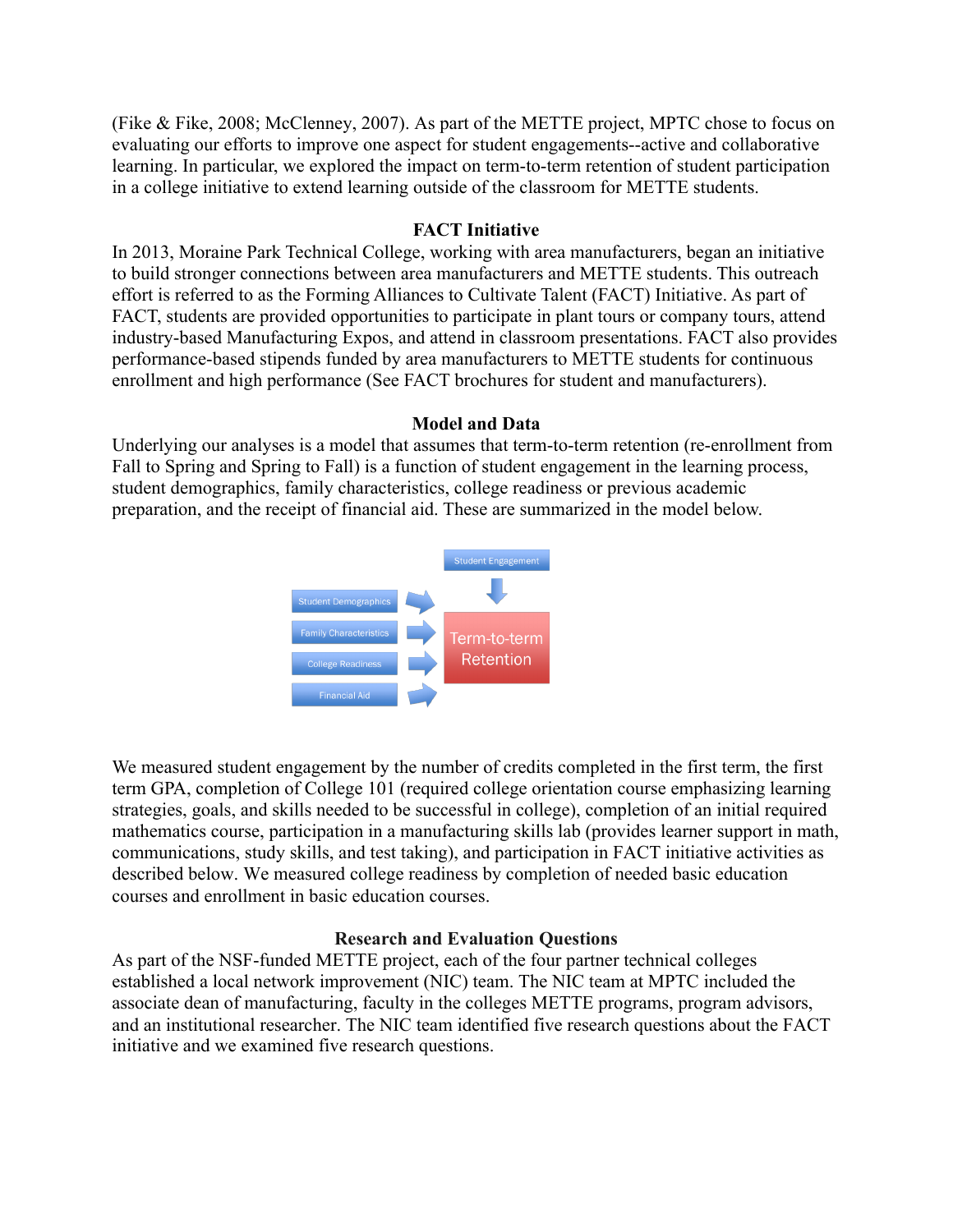(Fike & Fike, 2008; McClenney, 2007). As part of the METTE project, MPTC chose to focus on evaluating our efforts to improve one aspect for student engagements--active and collaborative learning. In particular, we explored the impact on term-to-term retention of student participation in a college initiative to extend learning outside of the classroom for METTE students.

## FACT Initiative

In 2013, Moraine Park Technical College, working with area manufacturers, began an initiative to build stronger connections between area manufacturers and METTE students. This outreach effort is referred to as the Forming Alliances to Cultivate Talent (FACT) Initiative. As part of FACT, students are provided opportunities to participate in plant tours or company tours, attend industry-based Manufacturing Expos, and attend in classroom presentations. FACT also provides performance-based stipends funded by area manufacturers to METTE students for continuous enrollment and high performance (See FACT brochures for student and manufacturers).

## Model and Data

Underlying our analyses is a model that assumes that term-to-term retention (re-enrollment from Fall to Spring and Spring to Fall) is a function of student engagement in the learning process, student demographics, family characteristics, college readiness or previous academic preparation, and the receipt of financial aid. These are summarized in the model below.

Student Engagement → Term-to-term Retention

Student Demographics → Term-to-term Retention

Family Characteristics → Term-to-term Retention

College Readiness → Term-to-term Retention

Financial Aid → Term-to-term Retention

We measured student engagement by the number of credits completed in the first term, the first term GPA, completion of College 101 (required college orientation course emphasizing learning strategies, goals, and skills needed to be successful in college), completion of an initial required mathematics course, participation in a manufacturing skills lab (provides learner support in math, communications, study skills, and test taking), and participation in FACT initiative activities as described below. We measured college readiness by completion of needed basic education courses and enrollment in basic education courses.

## Research and Evaluation Questions

As part of the NSF-funded METTE project, each of the four partner technical colleges established a local network improvement (NIC) team. The NIC team at MPTC included the associate dean of manufacturing, faculty in the colleges METTE programs, program advisors, and an institutional researcher. The NIC team identified five research questions about the FACT initiative and we examined five research questions.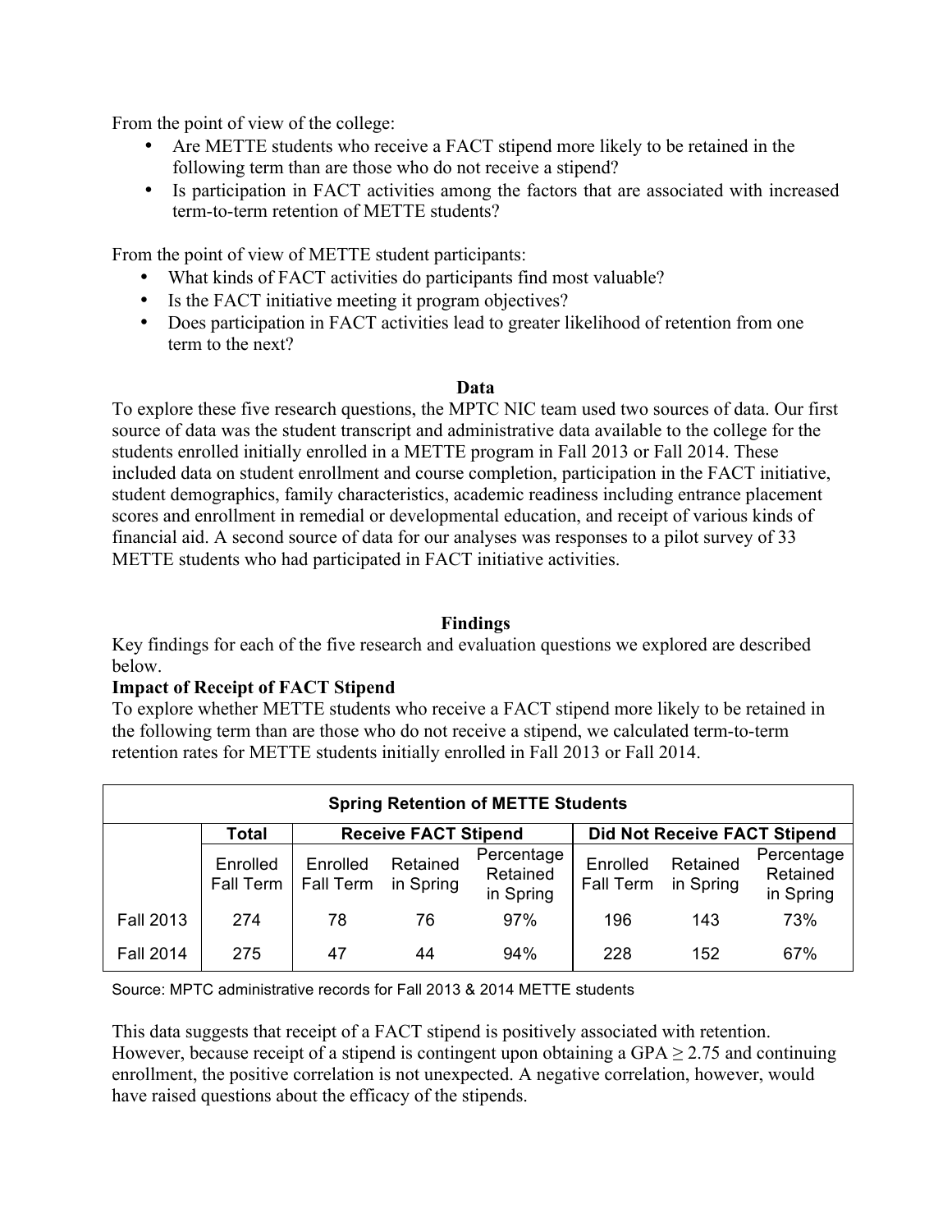From the point of view of the college:

- Are METTE students who receive a FACT stipend more likely to be retained in the following term than are those who do not receive a stipend?
- Is participation in FACT activities among the factors that are associated with increased term-to-term retention of METTE students?

From the point of view of METTE student participants:

- What kinds of FACT activities do participants find most valuable?
- Is the FACT initiative meeting it program objectives?
- Does participation in FACT activities lead to greater likelihood of retention from one term to the next?

## Data

To explore these five research questions, the MPTC NIC team used two sources of data. Our first source of data was the student transcript and administrative data available to the college for the students enrolled initially enrolled in a METTE program in Fall 2013 or Fall 2014. These included data on student enrollment and course completion, participation in the FACT initiative, student demographics, family characteristics, academic readiness including entrance placement scores and enrollment in remedial or developmental education, and receipt of various kinds of financial aid. A second source of data for our analyses was responses to a pilot survey of 33 METTE students who had participated in FACT initiative activities.

## Findings

Key findings for each of the five research and evaluation questions we explored are described below.

**Impact of Receipt of FACT Stipend**

To explore whether METTE students who receive a FACT stipend more likely to be retained in the following term than are those who do not receive a stipend, we calculated term-to-term retention rates for METTE students initially enrolled in Fall 2013 or Fall 2014.

**Spring Retention of METTE Students**

| | Total | Receive FACT Stipend | | | Did Not Receive FACT Stipend | | |
|---|---|---|---|---|---|---|---|
| | Enrolled Fall Term | Enrolled Fall Term | Retained in Spring | Percentage Retained in Spring | Enrolled Fall Term | Retained in Spring | Percentage Retained in Spring |
| Fall 2013 | 274 | 78 | 76 | 97% | 196 | 143 | 73% |
| Fall 2014 | 275 | 47 | 44 | 94% | 228 | 152 | 67% |

Source: MPTC administrative records for Fall 2013 & 2014 METTE students

This data suggests that receipt of a FACT stipend is positively associated with retention. However, because receipt of a stipend is contingent upon obtaining a GPA $\geq 2.75$ and continuing enrollment, the positive correlation is not unexpected. A negative correlation, however, would have raised questions about the efficacy of the stipends.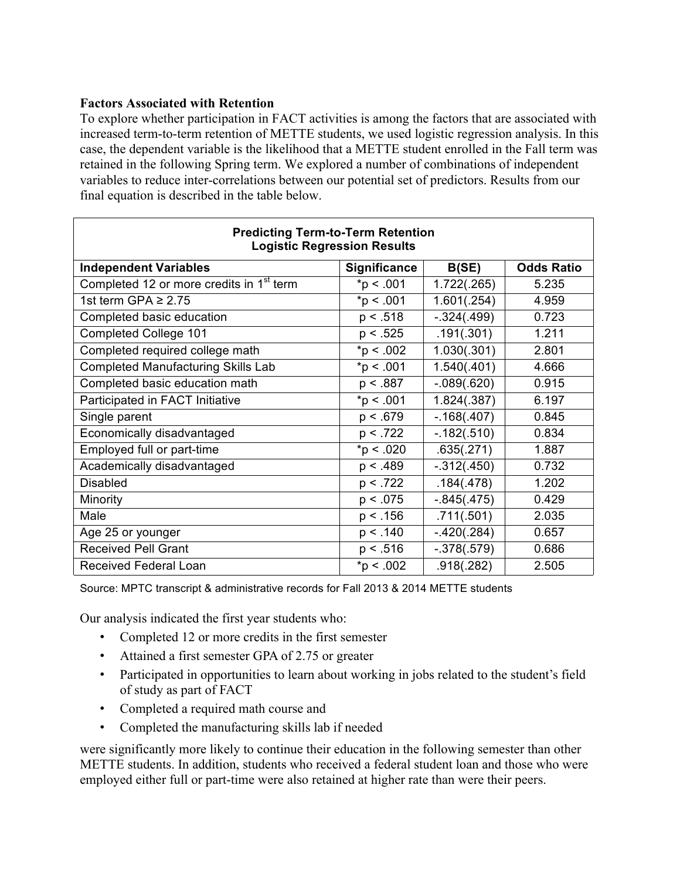**Factors Associated with Retention**

To explore whether participation in FACT activities is among the factors that are associated with increased term-to-term retention of METTE students, we used logistic regression analysis. In this case, the dependent variable is the likelihood that a METTE student enrolled in the Fall term was retained in the following Spring term. We explored a number of combinations of independent variables to reduce inter-correlations between our potential set of predictors. Results from our final equation is described in the table below.

| **Predicting Term-to-Term Retention Logistic Regression Results** | | | |
|---|---|---|---|
| **Independent Variables** | **Significance** | **B(SE)** | **Odds Ratio** |
| Completed 12 or more credits in 1st term | *p < .001 | 1.722(.265) | 5.235 |
| 1st term GPA ≥ 2.75 | *p < .001 | 1.601(.254) | 4.959 |
| Completed basic education | p < .518 | -.324(.499) | 0.723 |
| Completed College 101 | p < .525 | .191(.301) | 1.211 |
| Completed required college math | *p < .002 | 1.030(.301) | 2.801 |
| Completed Manufacturing Skills Lab | *p < .001 | 1.540(.401) | 4.666 |
| Completed basic education math | p < .887 | -.089(.620) | 0.915 |
| Participated in FACT Initiative | *p < .001 | 1.824(.387) | 6.197 |
| Single parent | p < .679 | -.168(.407) | 0.845 |
| Economically disadvantaged | p < .722 | -.182(.510) | 0.834 |
| Employed full or part-time | *p < .020 | .635(.271) | 1.887 |
| Academically disadvantaged | p < .489 | -.312(.450) | 0.732 |
| Disabled | p < .722 | .184(.478) | 1.202 |
| Minority | p < .075 | -.845(.475) | 0.429 |
| Male | p < .156 | .711(.501) | 2.035 |
| Age 25 or younger | p < .140 | -.420(.284) | 0.657 |
| Received Pell Grant | p < .516 | -.378(.579) | 0.686 |
| Received Federal Loan | *p < .002 | .918(.282) | 2.505 |

Source: MPTC transcript & administrative records for Fall 2013 & 2014 METTE students

Our analysis indicated the first year students who:

- Completed 12 or more credits in the first semester
- Attained a first semester GPA of 2.75 or greater
- Participated in opportunities to learn about working in jobs related to the student's field of study as part of FACT
- Completed a required math course and
- Completed the manufacturing skills lab if needed

were significantly more likely to continue their education in the following semester than other METTE students. In addition, students who received a federal student loan and those who were employed either full or part-time were also retained at higher rate than were their peers.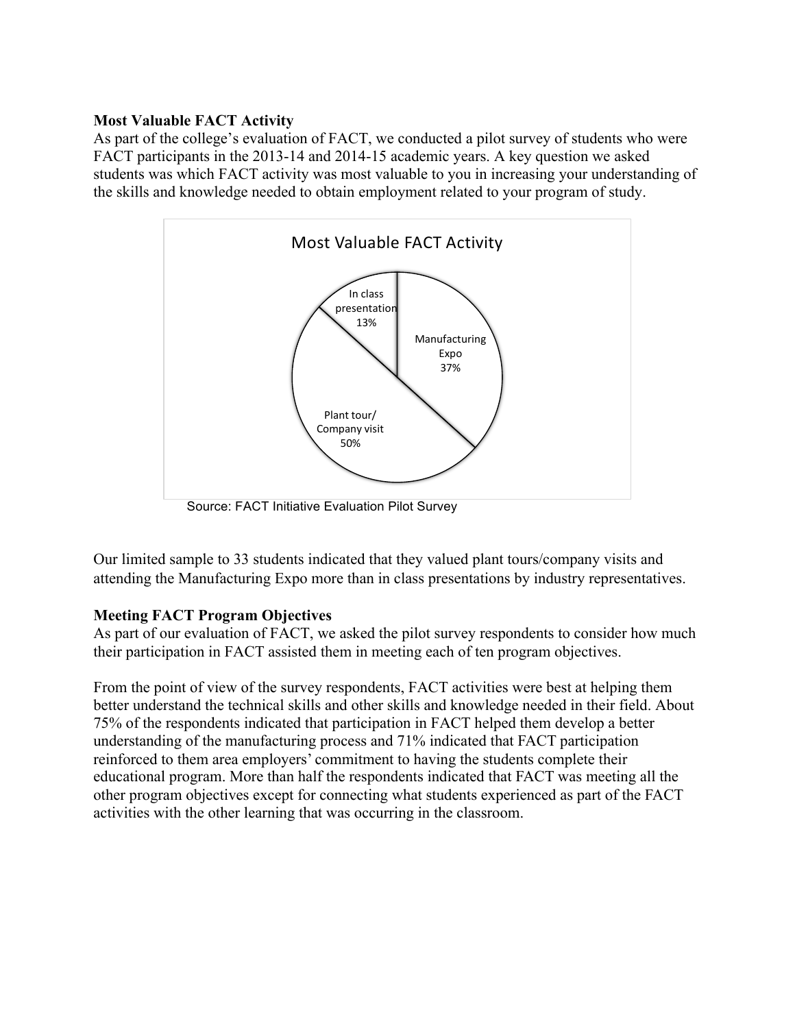**Most Valuable FACT Activity**

As part of the college's evaluation of FACT, we conducted a pilot survey of students who were FACT participants in the 2013-14 and 2014-15 academic years. A key question we asked students was which FACT activity was most valuable to you in increasing your understanding of the skills and knowledge needed to obtain employment related to your program of study.

Most Valuable FACT Activity

| Activity | Percent |
|---|---|
| Plant tour/ Company visit | 50% |
| Manufacturing Expo | 37% |
| In class presentation | 13% |

Source: FACT Initiative Evaluation Pilot Survey

Our limited sample to 33 students indicated that they valued plant tours/company visits and attending the Manufacturing Expo more than in class presentations by industry representatives.

**Meeting FACT Program Objectives**

As part of our evaluation of FACT, we asked the pilot survey respondents to consider how much their participation in FACT assisted them in meeting each of ten program objectives.

From the point of view of the survey respondents, FACT activities were best at helping them better understand the technical skills and other skills and knowledge needed in their field. About 75% of the respondents indicated that participation in FACT helped them develop a better understanding of the manufacturing process and 71% indicated that FACT participation reinforced to them area employers' commitment to having the students complete their educational program. More than half the respondents indicated that FACT was meeting all the other program objectives except for connecting what students experienced as part of the FACT activities with the other learning that was occurring in the classroom.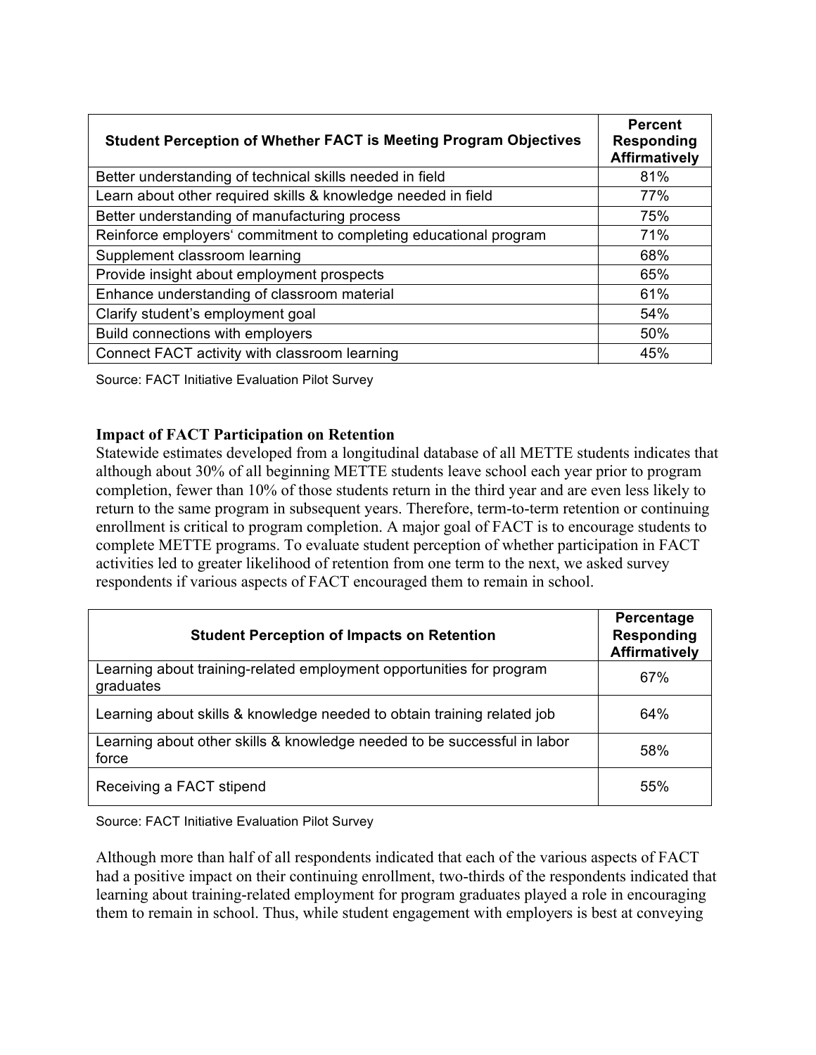| Student Perception of Whether FACT is Meeting Program Objectives | Percent Responding Affirmatively |
|---|---|
| Better understanding of technical skills needed in field | 81% |
| Learn about other required skills & knowledge needed in field | 77% |
| Better understanding of manufacturing process | 75% |
| Reinforce employers' commitment to completing educational program | 71% |
| Supplement classroom learning | 68% |
| Provide insight about employment prospects | 65% |
| Enhance understanding of classroom material | 61% |
| Clarify student's employment goal | 54% |
| Build connections with employers | 50% |
| Connect FACT activity with classroom learning | 45% |

Source: FACT Initiative Evaluation Pilot Survey

**Impact of FACT Participation on Retention**

Statewide estimates developed from a longitudinal database of all METTE students indicates that although about 30% of all beginning METTE students leave school each year prior to program completion, fewer than 10% of those students return in the third year and are even less likely to return to the same program in subsequent years. Therefore, term-to-term retention or continuing enrollment is critical to program completion. A major goal of FACT is to encourage students to complete METTE programs. To evaluate student perception of whether participation in FACT activities led to greater likelihood of retention from one term to the next, we asked survey respondents if various aspects of FACT encouraged them to remain in school.

| Student Perception of Impacts on Retention | Percentage Responding Affirmatively |
|---|---|
| Learning about training-related employment opportunities for program graduates | 67% |
| Learning about skills & knowledge needed to obtain training related job | 64% |
| Learning about other skills & knowledge needed to be successful in labor force | 58% |
| Receiving a FACT stipend | 55% |

Source: FACT Initiative Evaluation Pilot Survey

Although more than half of all respondents indicated that each of the various aspects of FACT had a positive impact on their continuing enrollment, two-thirds of the respondents indicated that learning about training-related employment for program graduates played a role in encouraging them to remain in school. Thus, while student engagement with employers is best at conveying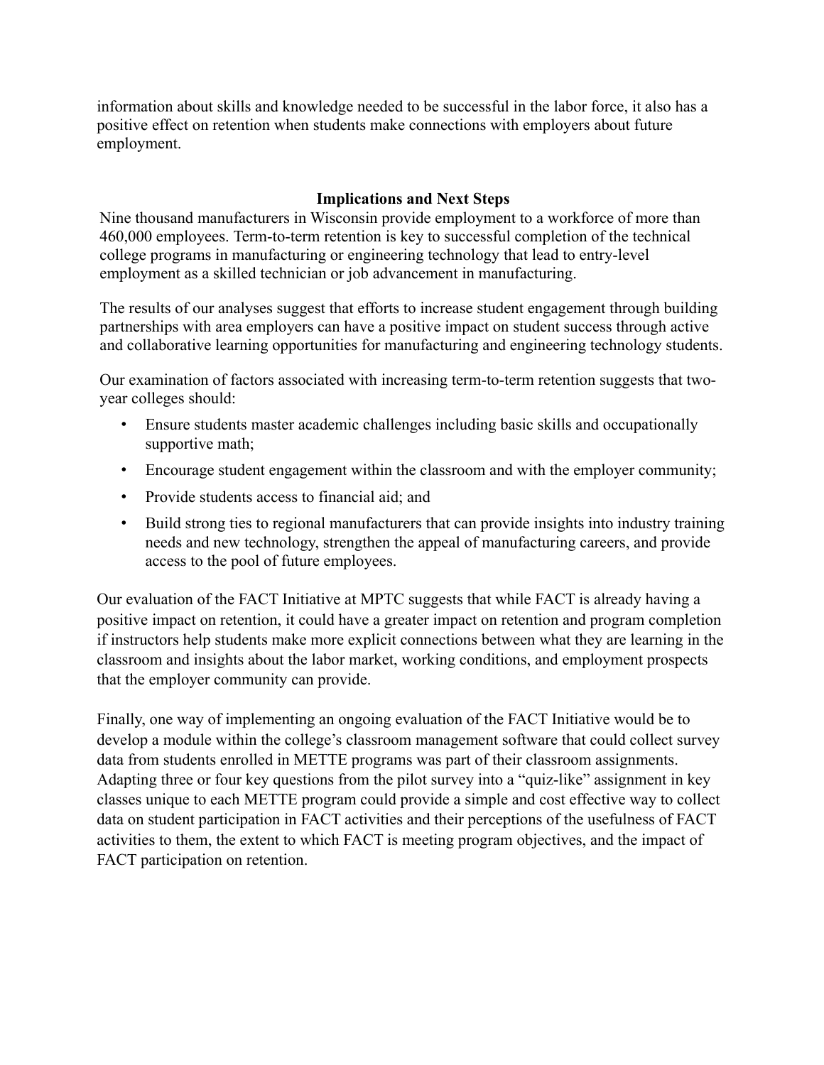information about skills and knowledge needed to be successful in the labor force, it also has a positive effect on retention when students make connections with employers about future employment.

## Implications and Next Steps

Nine thousand manufacturers in Wisconsin provide employment to a workforce of more than 460,000 employees. Term-to-term retention is key to successful completion of the technical college programs in manufacturing or engineering technology that lead to entry-level employment as a skilled technician or job advancement in manufacturing.

The results of our analyses suggest that efforts to increase student engagement through building partnerships with area employers can have a positive impact on student success through active and collaborative learning opportunities for manufacturing and engineering technology students.

Our examination of factors associated with increasing term-to-term retention suggests that two-year colleges should:

- Ensure students master academic challenges including basic skills and occupationally supportive math;
- Encourage student engagement within the classroom and with the employer community;
- Provide students access to financial aid; and
- Build strong ties to regional manufacturers that can provide insights into industry training needs and new technology, strengthen the appeal of manufacturing careers, and provide access to the pool of future employees.

Our evaluation of the FACT Initiative at MPTC suggests that while FACT is already having a positive impact on retention, it could have a greater impact on retention and program completion if instructors help students make more explicit connections between what they are learning in the classroom and insights about the labor market, working conditions, and employment prospects that the employer community can provide.

Finally, one way of implementing an ongoing evaluation of the FACT Initiative would be to develop a module within the college's classroom management software that could collect survey data from students enrolled in METTE programs was part of their classroom assignments. Adapting three or four key questions from the pilot survey into a "quiz-like" assignment in key classes unique to each METTE program could provide a simple and cost effective way to collect data on student participation in FACT activities and their perceptions of the usefulness of FACT activities to them, the extent to which FACT is meeting program objectives, and the impact of FACT participation on retention.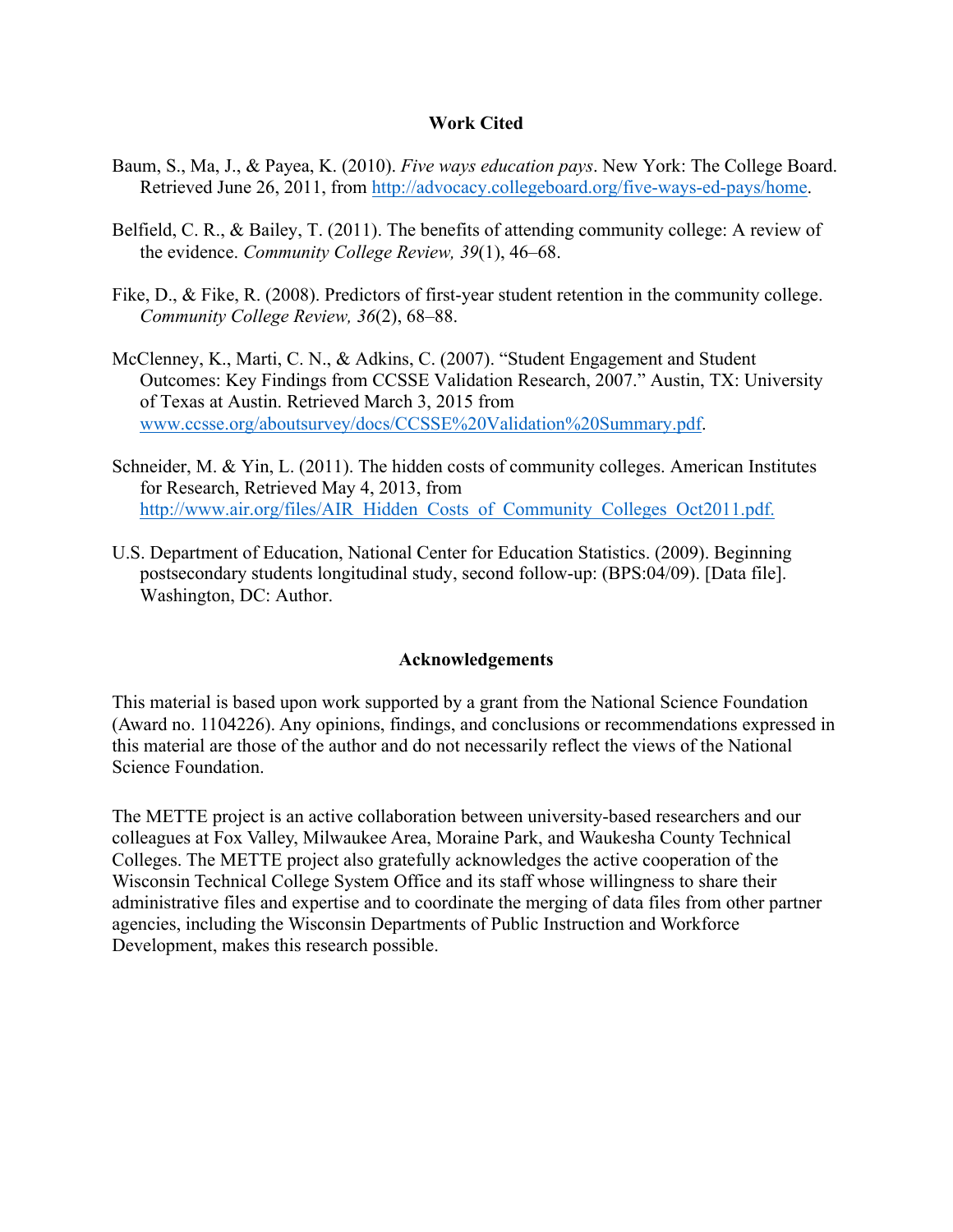## Work Cited

Baum, S., Ma, J., & Payea, K. (2010). *Five ways education pays*. New York: The College Board. Retrieved June 26, 2011, from http://advocacy.collegeboard.org/five-ways-ed-pays/home.

Belfield, C. R., & Bailey, T. (2011). The benefits of attending community college: A review of the evidence. *Community College Review, 39*(1), 46–68.

Fike, D., & Fike, R. (2008). Predictors of first-year student retention in the community college. *Community College Review, 36*(2), 68–88.

McClenney, K., Marti, C. N., & Adkins, C. (2007). "Student Engagement and Student Outcomes: Key Findings from CCSSE Validation Research, 2007." Austin, TX: University of Texas at Austin. Retrieved March 3, 2015 from www.ccsse.org/aboutsurvey/docs/CCSSE%20Validation%20Summary.pdf.

Schneider, M. & Yin, L. (2011). The hidden costs of community colleges. American Institutes for Research, Retrieved May 4, 2013, from http://www.air.org/files/AIR_Hidden_Costs_of_Community_Colleges_Oct2011.pdf.

U.S. Department of Education, National Center for Education Statistics. (2009). Beginning postsecondary students longitudinal study, second follow-up: (BPS:04/09). [Data file]. Washington, DC: Author.

## Acknowledgements

This material is based upon work supported by a grant from the National Science Foundation (Award no. 1104226). Any opinions, findings, and conclusions or recommendations expressed in this material are those of the author and do not necessarily reflect the views of the National Science Foundation.

The METTE project is an active collaboration between university-based researchers and our colleagues at Fox Valley, Milwaukee Area, Moraine Park, and Waukesha County Technical Colleges. The METTE project also gratefully acknowledges the active cooperation of the Wisconsin Technical College System Office and its staff whose willingness to share their administrative files and expertise and to coordinate the merging of data files from other partner agencies, including the Wisconsin Departments of Public Instruction and Workforce Development, makes this research possible.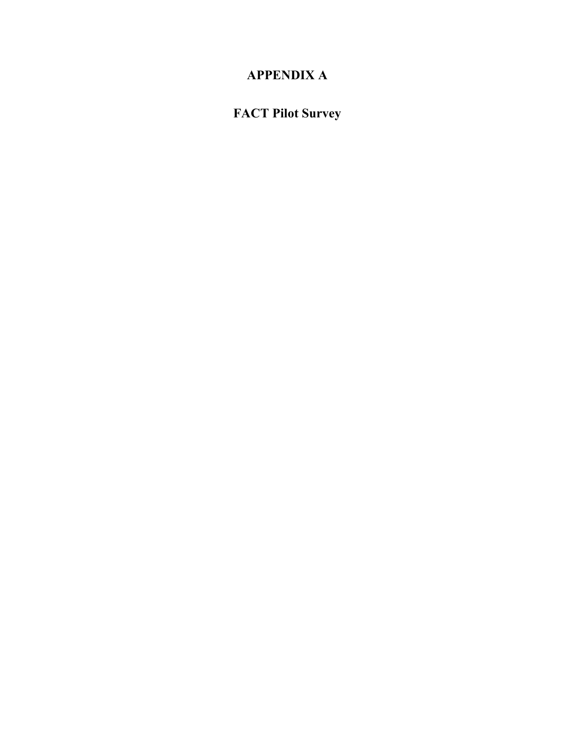# APPENDIX A

# FACT Pilot Survey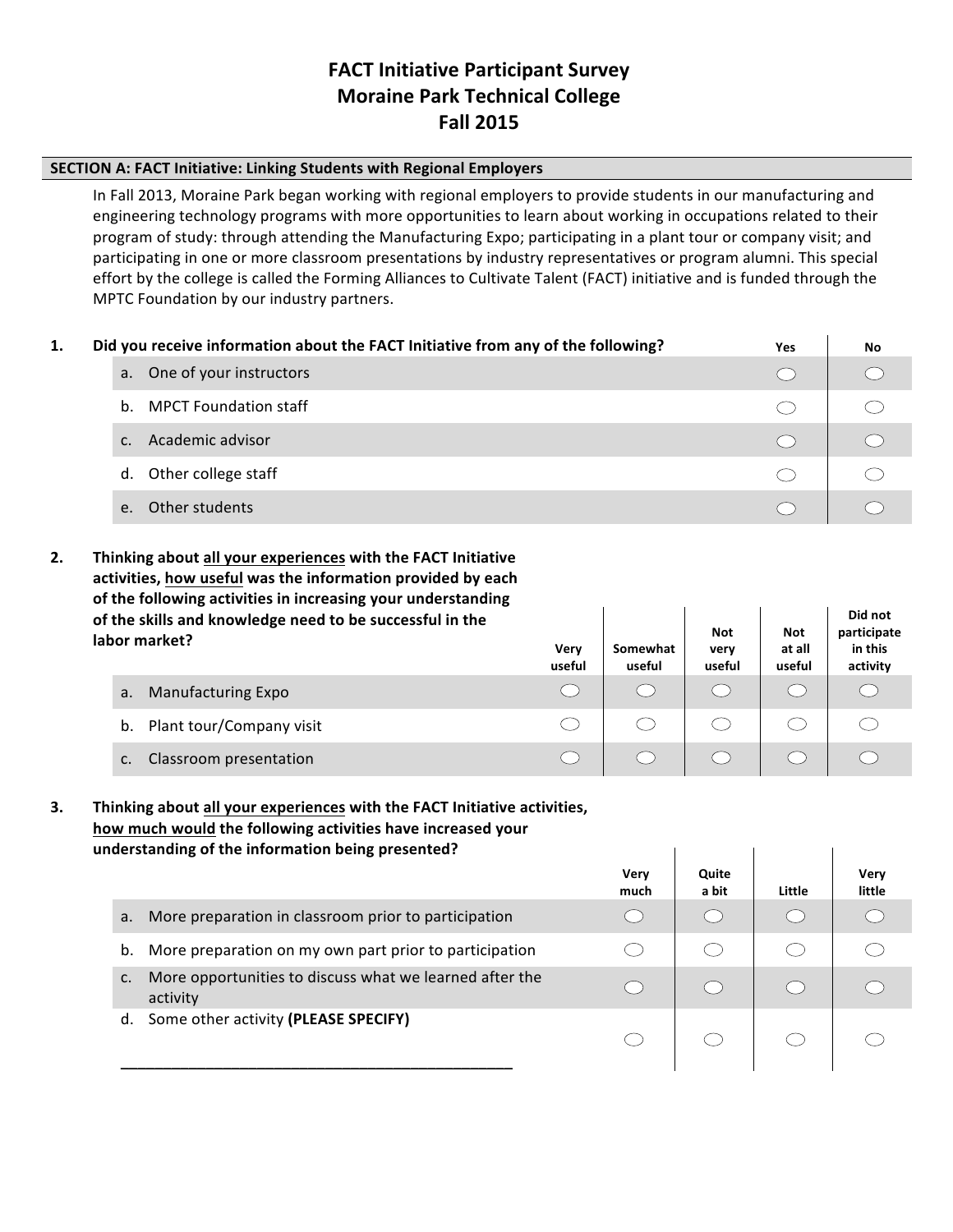# FACT Initiative Participant Survey
# Moraine Park Technical College
# Fall 2015

## SECTION A: FACT Initiative: Linking Students with Regional Employers

In Fall 2013, Moraine Park began working with regional employers to provide students in our manufacturing and engineering technology programs with more opportunities to learn about working in occupations related to their program of study: through attending the Manufacturing Expo; participating in a plant tour or company visit; and participating in one or more classroom presentations by industry representatives or program alumni. This special effort by the college is called the Forming Alliances to Cultivate Talent (FACT) initiative and is funded through the MPTC Foundation by our industry partners.

**1. Did you receive information about the FACT Initiative from any of the following?**

| | Yes | No |
|---|---|---|
| a. One of your instructors | ◯ | ◯ |
| b. MPCT Foundation staff | ◯ | ◯ |
| c. Academic advisor | ◯ | ◯ |
| d. Other college staff | ◯ | ◯ |
| e. Other students | ◯ | ◯ |

**2. Thinking about all your experiences with the FACT Initiative activities, how useful was the information provided by each of the following activities in increasing your understanding of the skills and knowledge need to be successful in the labor market?**

| | Very useful | Somewhat useful | Not very useful | Not at all useful | Did not participate in this activity |
|---|---|---|---|---|---|
| a. Manufacturing Expo | ◯ | ◯ | ◯ | ◯ | ◯ |
| b. Plant tour/Company visit | ◯ | ◯ | ◯ | ◯ | ◯ |
| c. Classroom presentation | ◯ | ◯ | ◯ | ◯ | ◯ |

**3. Thinking about all your experiences with the FACT Initiative activities, how much would the following activities have increased your understanding of the information being presented?**

| | Very much | Quite a bit | Little | Very little |
|---|---|---|---|---|
| a. More preparation in classroom prior to participation | ◯ | ◯ | ◯ | ◯ |
| b. More preparation on my own part prior to participation | ◯ | ◯ | ◯ | ◯ |
| c. More opportunities to discuss what we learned after the activity | ◯ | ◯ | ◯ | ◯ |
| d. Some other activity **(PLEASE SPECIFY)** ________________________________ | ◯ | ◯ | ◯ | ◯ |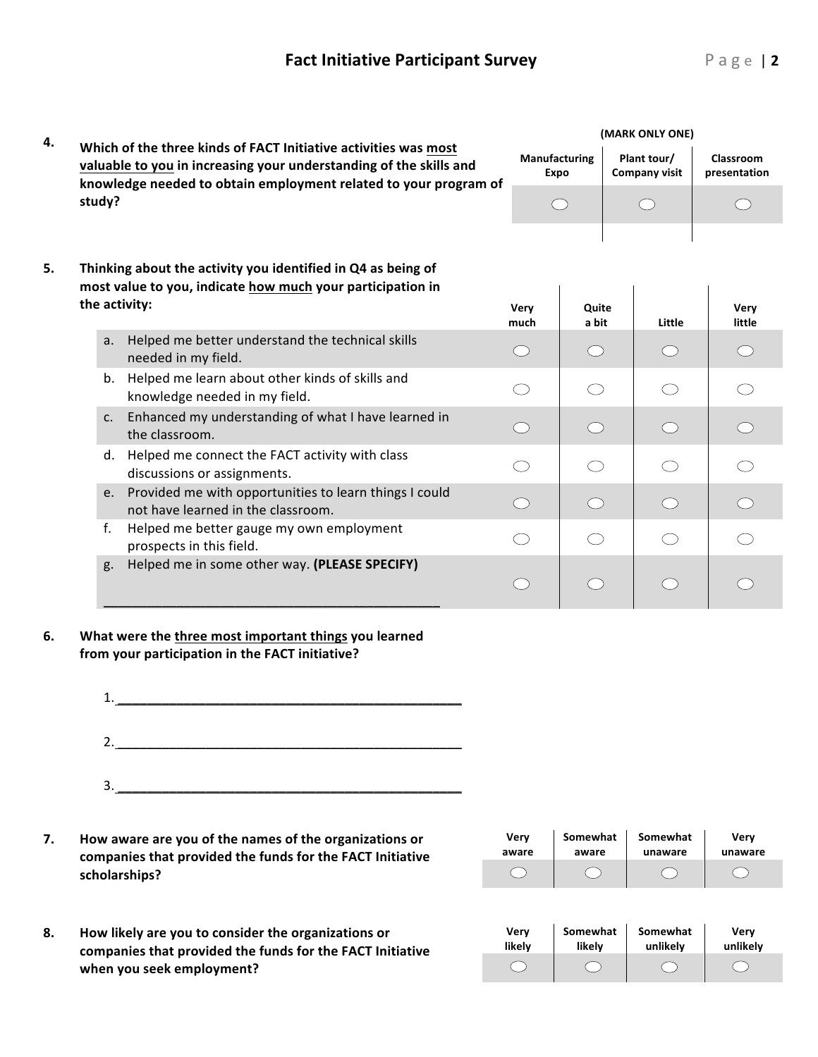**4. Which of the three kinds of FACT Initiative activities was most valuable to you in increasing your understanding of the skills and knowledge needed to obtain employment related to your program of study?**

(MARK ONLY ONE)

| Manufacturing Expo | Plant tour/ Company visit | Classroom presentation |
|---|---|---|
| ○ | ○ | ○ |

**5. Thinking about the activity you identified in Q4 as being of most value to you, indicate how much your participation in the activity:**

| | Very much | Quite a bit | Little | Very little |
|---|---|---|---|---|
| a. Helped me better understand the technical skills needed in my field. | ○ | ○ | ○ | ○ |
| b. Helped me learn about other kinds of skills and knowledge needed in my field. | ○ | ○ | ○ | ○ |
| c. Enhanced my understanding of what I have learned in the classroom. | ○ | ○ | ○ | ○ |
| d. Helped me connect the FACT activity with class discussions or assignments. | ○ | ○ | ○ | ○ |
| e. Provided me with opportunities to learn things I could not have learned in the classroom. | ○ | ○ | ○ | ○ |
| f. Helped me better gauge my own employment prospects in this field. | ○ | ○ | ○ | ○ |
| g. Helped me in some other way. **(PLEASE SPECIFY)** ______________________________ | ○ | ○ | ○ | ○ |

**6. What were the three most important things you learned from your participation in the FACT initiative?**

1. ______________________________________________

2. ______________________________________________

3. ______________________________________________

**7. How aware are you of the names of the organizations or companies that provided the funds for the FACT Initiative scholarships?**

| Very aware | Somewhat aware | Somewhat unaware | Very unaware |
|---|---|---|---|
| ○ | ○ | ○ | ○ |

**8. How likely are you to consider the organizations or companies that provided the funds for the FACT Initiative when you seek employment?**

| Very likely | Somewhat likely | Somewhat unlikely | Very unlikely |
|---|---|---|---|
| ○ | ○ | ○ | ○ |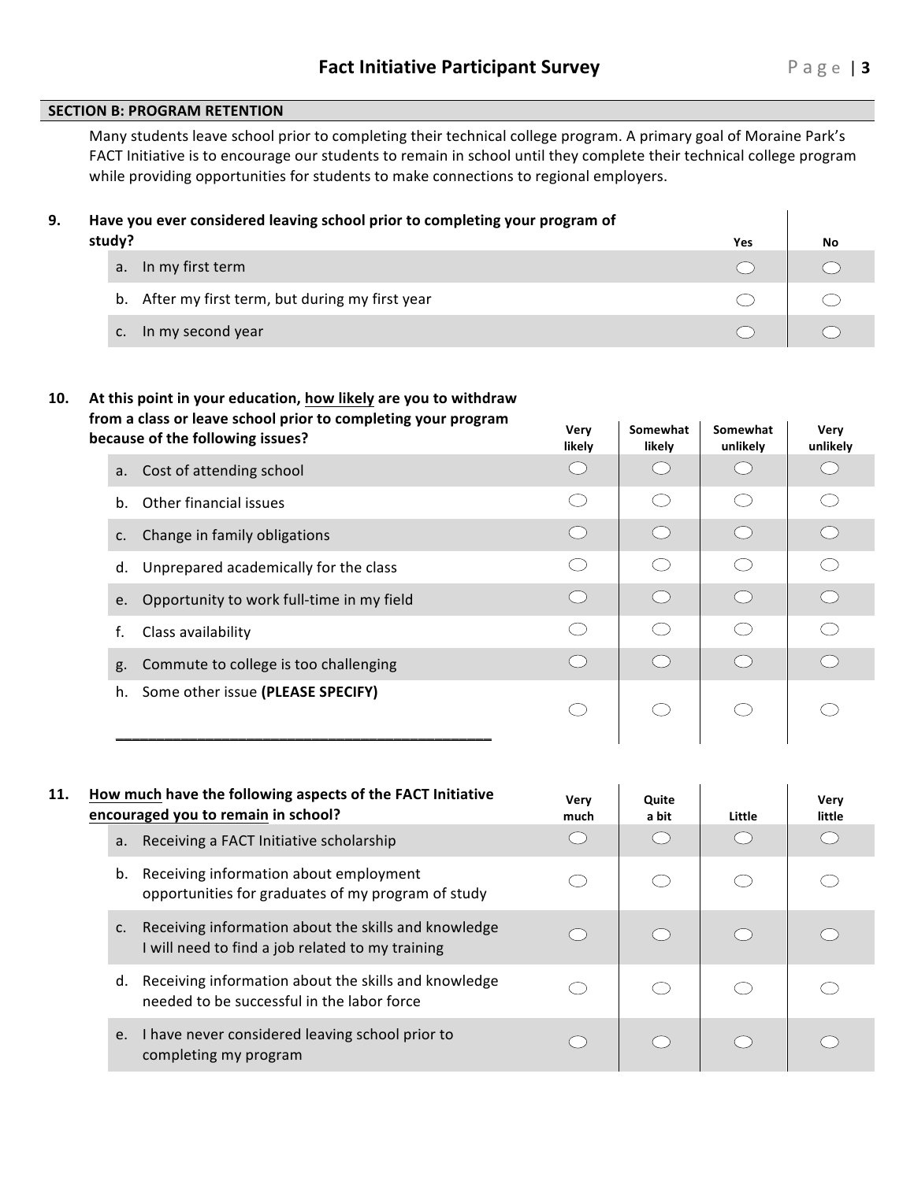## SECTION B: PROGRAM RETENTION

Many students leave school prior to completing their technical college program. A primary goal of Moraine Park's FACT Initiative is to encourage our students to remain in school until they complete their technical college program while providing opportunities for students to make connections to regional employers.

**9. Have you ever considered leaving school prior to completing your program of study?**

| | Yes | No |
|---|---|---|
| a. In my first term | ◯ | ◯ |
| b. After my first term, but during my first year | ◯ | ◯ |
| c. In my second year | ◯ | ◯ |

**10. At this point in your education, <u>how likely</u> are you to withdraw from a class or leave school prior to completing your program because of the following issues?**

| | Very likely | Somewhat likely | Somewhat unlikely | Very unlikely |
|---|---|---|---|---|
| a. Cost of attending school | ◯ | ◯ | ◯ | ◯ |
| b. Other financial issues | ◯ | ◯ | ◯ | ◯ |
| c. Change in family obligations | ◯ | ◯ | ◯ | ◯ |
| d. Unprepared academically for the class | ◯ | ◯ | ◯ | ◯ |
| e. Opportunity to work full-time in my field | ◯ | ◯ | ◯ | ◯ |
| f. Class availability | ◯ | ◯ | ◯ | ◯ |
| g. Commute to college is too challenging | ◯ | ◯ | ◯ | ◯ |
| h. Some other issue **(PLEASE SPECIFY)** ______________________________ | ◯ | ◯ | ◯ | ◯ |

**11. <u>How much</u> have the following aspects of the FACT Initiative <u>encouraged you to remain</u> in school?**

| | Very much | Quite a bit | Little | Very little |
|---|---|---|---|---|
| a. Receiving a FACT Initiative scholarship | ◯ | ◯ | ◯ | ◯ |
| b. Receiving information about employment opportunities for graduates of my program of study | ◯ | ◯ | ◯ | ◯ |
| c. Receiving information about the skills and knowledge I will need to find a job related to my training | ◯ | ◯ | ◯ | ◯ |
| d. Receiving information about the skills and knowledge needed to be successful in the labor force | ◯ | ◯ | ◯ | ◯ |
| e. I have never considered leaving school prior to completing my program | ◯ | ◯ | ◯ | ◯ |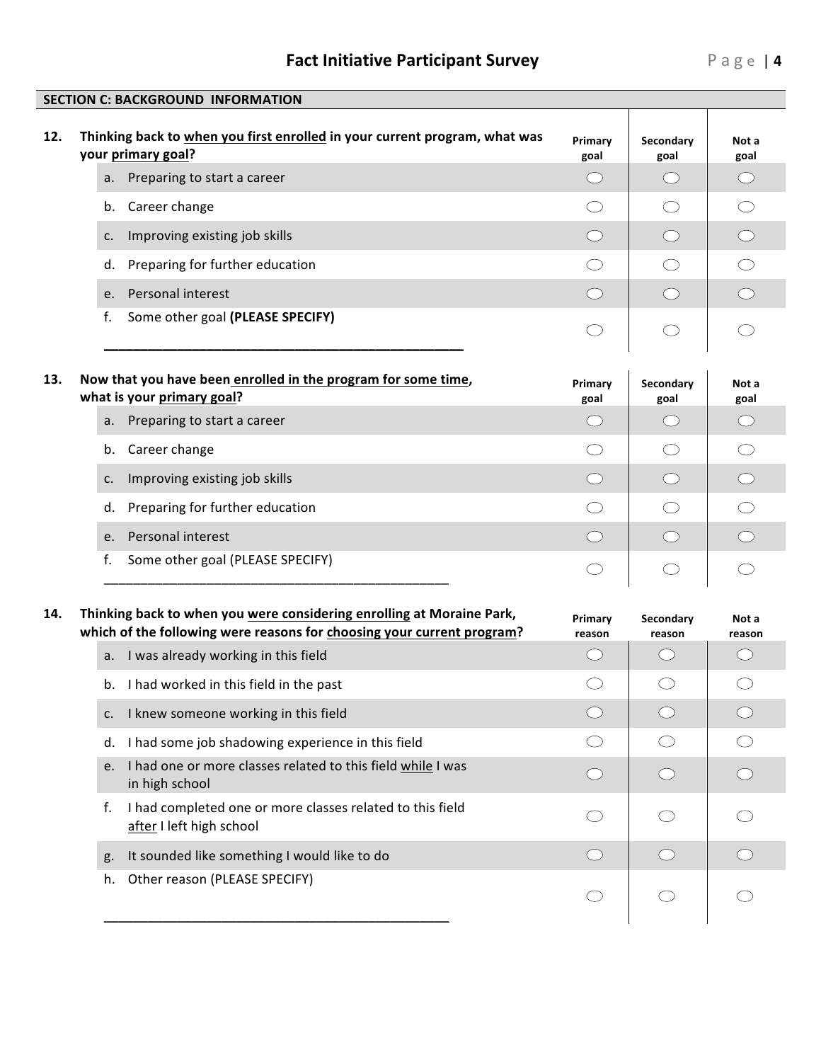## SECTION C: BACKGROUND INFORMATION

**12. Thinking back to <u>when you first enrolled</u> in your current program, what was your <u>primary goal</u>?**

| | Primary goal | Secondary goal | Not a goal |
|---|---|---|---|
| a. Preparing to start a career | ◯ | ◯ | ◯ |
| b. Career change | ◯ | ◯ | ◯ |
| c. Improving existing job skills | ◯ | ◯ | ◯ |
| d. Preparing for further education | ◯ | ◯ | ◯ |
| e. Personal interest | ◯ | ◯ | ◯ |
| f. Some other goal **(PLEASE SPECIFY)** ______________________________________________ | ◯ | ◯ | ◯ |

**13. Now that you have been <u>enrolled in the program for some time</u>, what is your <u>primary goal</u>?**

| | Primary goal | Secondary goal | Not a goal |
|---|---|---|---|
| a. Preparing to start a career | ◯ | ◯ | ◯ |
| b. Career change | ◯ | ◯ | ◯ |
| c. Improving existing job skills | ◯ | ◯ | ◯ |
| d. Preparing for further education | ◯ | ◯ | ◯ |
| e. Personal interest | ◯ | ◯ | ◯ |
| f. Some other goal (PLEASE SPECIFY) ______________________________________________ | ◯ | ◯ | ◯ |

**14. Thinking back to when you <u>were considering enrolling</u> at Moraine Park, which of the following were reasons for <u>choosing your current program</u>?**

| | Primary reason | Secondary reason | Not a reason |
|---|---|---|---|
| a. I was already working in this field | ◯ | ◯ | ◯ |
| b. I had worked in this field in the past | ◯ | ◯ | ◯ |
| c. I knew someone working in this field | ◯ | ◯ | ◯ |
| d. I had some job shadowing experience in this field | ◯ | ◯ | ◯ |
| e. I had one or more classes related to this field <u>while</u> I was in high school | ◯ | ◯ | ◯ |
| f. I had completed one or more classes related to this field <u>after</u> I left high school | ◯ | ◯ | ◯ |
| g. It sounded like something I would like to do | ◯ | ◯ | ◯ |
| h. Other reason (PLEASE SPECIFY) ______________________________________________ | ◯ | ◯ | ◯ |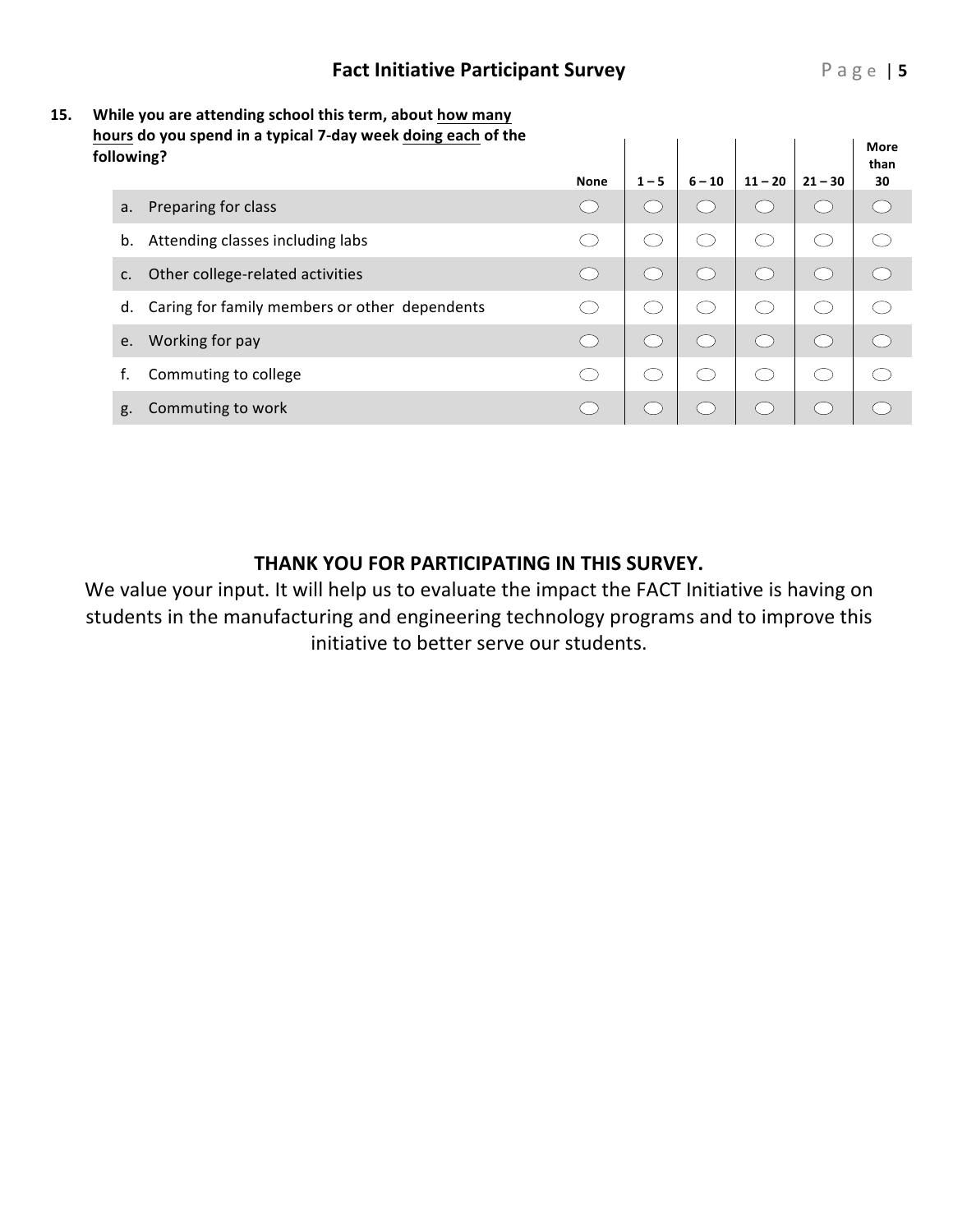**15. While you are attending school this term, about how many hours do you spend in a typical 7-day week doing each of the following?**

| | None | 1 – 5 | 6 – 10 | 11 – 20 | 21 – 30 | More than 30 |
|---|---|---|---|---|---|---|
| a. Preparing for class | ◯ | ◯ | ◯ | ◯ | ◯ | ◯ |
| b. Attending classes including labs | ◯ | ◯ | ◯ | ◯ | ◯ | ◯ |
| c. Other college-related activities | ◯ | ◯ | ◯ | ◯ | ◯ | ◯ |
| d. Caring for family members or other dependents | ◯ | ◯ | ◯ | ◯ | ◯ | ◯ |
| e. Working for pay | ◯ | ◯ | ◯ | ◯ | ◯ | ◯ |
| f. Commuting to college | ◯ | ◯ | ◯ | ◯ | ◯ | ◯ |
| g. Commuting to work | ◯ | ◯ | ◯ | ◯ | ◯ | ◯ |

**THANK YOU FOR PARTICIPATING IN THIS SURVEY.**

We value your input. It will help us to evaluate the impact the FACT Initiative is having on students in the manufacturing and engineering technology programs and to improve this initiative to better serve our students.